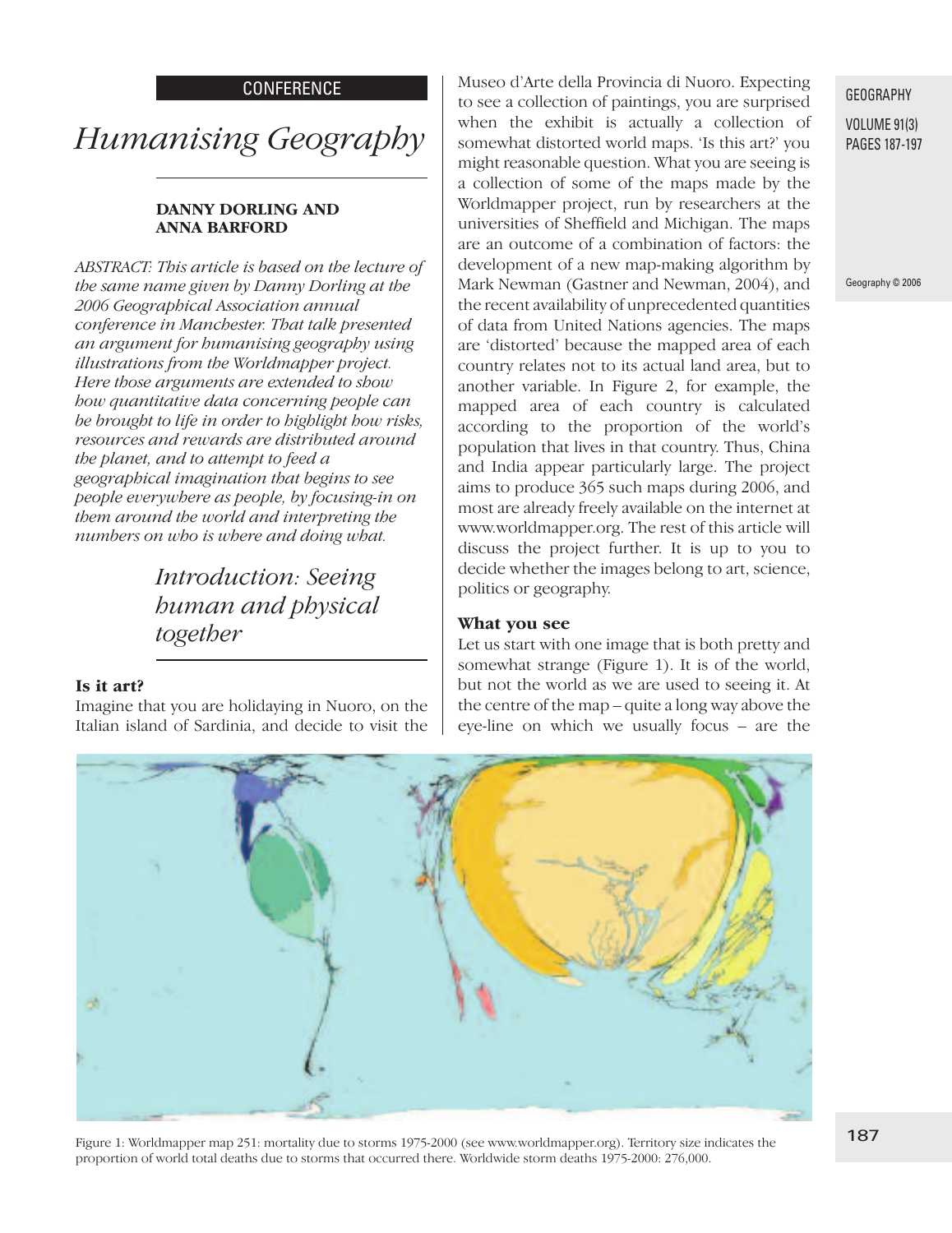CONFERENCE

# Humanising Geography

**DANNY DORLING AND ANNA BARFORD**

*ABSTRACT: This article is based on the lecture of the same name given by Danny Dorling at the 2006 Geographical Association annual conference in Manchester. That talk presented an argument for humanising geography using illustrations from the Worldmapper project. Here those arguments are extended to show how quantitative data concerning people can be brought to life in order to highlight how risks, resources and rewards are distributed around the planet, and to attempt to feed a geographical imagination that begins to see people everywhere as people, by focusing-in on them around the world and interpreting the numbers on who is where and doing what.*

## Introduction: Seeing human and physical together

### Is it art?

Imagine that you are holidaying in Nuoro, on the Italian island of Sardinia, and decide to visit the Museo d'Arte della Provincia di Nuoro. Expecting to see a collection of paintings, you are surprised when the exhibit is actually a collection of somewhat distorted world maps. 'Is this art?' you might reasonable question. What you are seeing is a collection of some of the maps made by the Worldmapper project, run by researchers at the universities of Sheffield and Michigan. The maps are an outcome of a combination of factors: the development of a new map-making algorithm by Mark Newman (Gastner and Newman, 2004), and the recent availability of unprecedented quantities of data from United Nations agencies. The maps are 'distorted' because the mapped area of each country relates not to its actual land area, but to another variable. In Figure 2, for example, the mapped area of each country is calculated according to the proportion of the world's population that lives in that country. Thus, China and India appear particularly large. The project aims to produce 365 such maps during 2006, and most are already freely available on the internet at www.worldmapper.org. The rest of this article will discuss the project further. It is up to you to decide whether the images belong to art, science, politics or geography.

### What you see

Let us start with one image that is both pretty and somewhat strange (Figure 1). It is of the world, but not the world as we are used to seeing it. At the centre of the map – quite a long way above the eye-line on which we usually focus – are the

Figure 1: Worldmapper map 251: mortality due to storms 1975-2000 (see www.worldmapper.org). Territory size indicates the proportion of world total deaths due to storms that occurred there. Worldwide storm deaths 1975-2000: 276,000.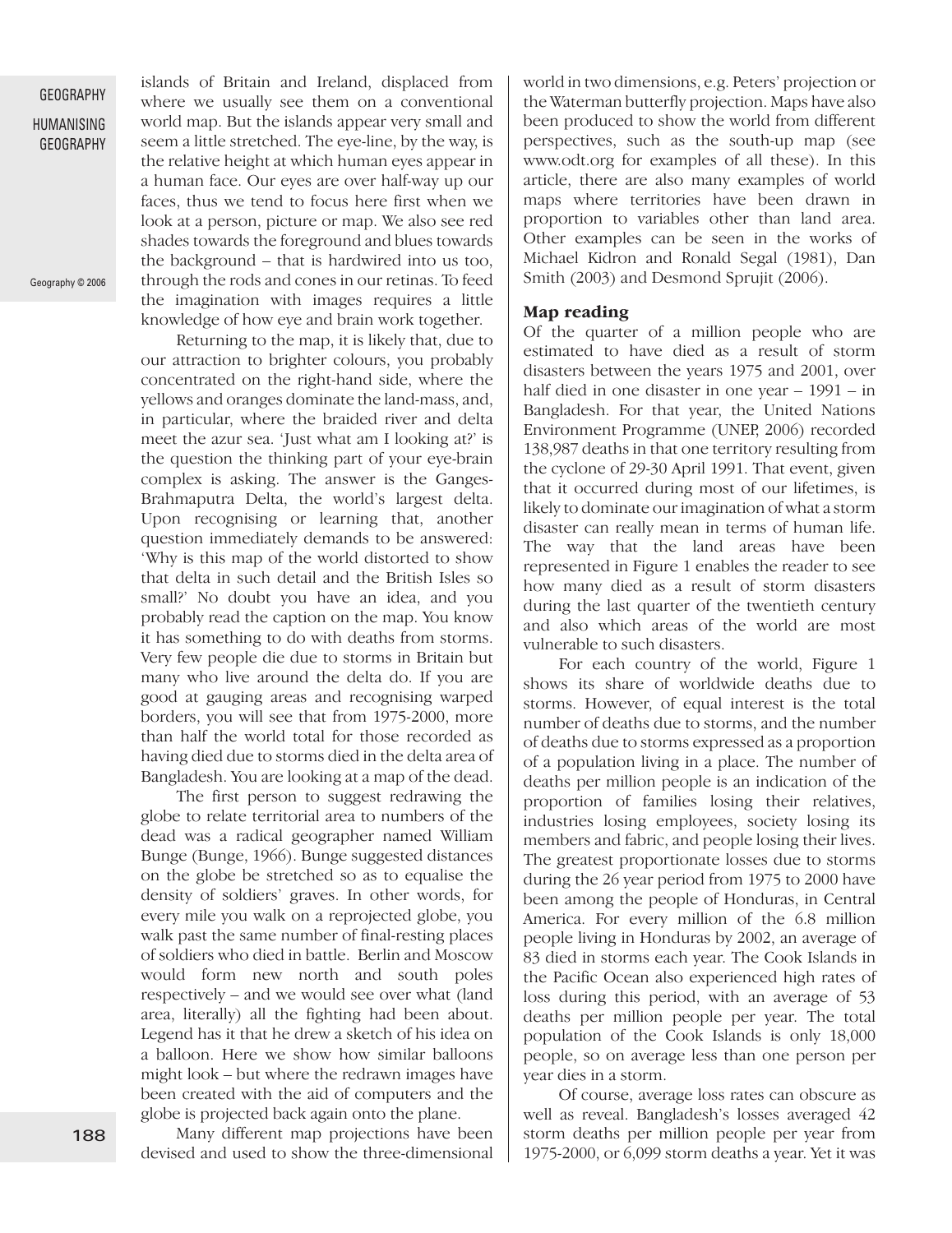islands of Britain and Ireland, displaced from where we usually see them on a conventional world map. But the islands appear very small and seem a little stretched. The eye-line, by the way, is the relative height at which human eyes appear in a human face. Our eyes are over half-way up our faces, thus we tend to focus here first when we look at a person, picture or map. We also see red shades towards the foreground and blues towards the background – that is hardwired into us too, through the rods and cones in our retinas. To feed the imagination with images requires a little knowledge of how eye and brain work together.

Returning to the map, it is likely that, due to our attraction to brighter colours, you probably concentrated on the right-hand side, where the yellows and oranges dominate the land-mass, and, in particular, where the braided river and delta meet the azur sea. 'Just what am I looking at?' is the question the thinking part of your eye-brain complex is asking. The answer is the Ganges-Brahmaputra Delta, the world's largest delta. Upon recognising or learning that, another question immediately demands to be answered: 'Why is this map of the world distorted to show that delta in such detail and the British Isles so small?' No doubt you have an idea, and you probably read the caption on the map. You know it has something to do with deaths from storms. Very few people die due to storms in Britain but many who live around the delta do. If you are good at gauging areas and recognising warped borders, you will see that from 1975-2000, more than half the world total for those recorded as having died due to storms died in the delta area of Bangladesh. You are looking at a map of the dead.

The first person to suggest redrawing the globe to relate territorial area to numbers of the dead was a radical geographer named William Bunge (Bunge, 1966). Bunge suggested distances on the globe be stretched so as to equalise the density of soldiers' graves. In other words, for every mile you walk on a reprojected globe, you walk past the same number of final-resting places of soldiers who died in battle. Berlin and Moscow would form new north and south poles respectively – and we would see over what (land area, literally) all the fighting had been about. Legend has it that he drew a sketch of his idea on a balloon. Here we show how similar balloons might look – but where the redrawn images have been created with the aid of computers and the globe is projected back again onto the plane.

Many different map projections have been devised and used to show the three-dimensional world in two dimensions, e.g. Peters' projection or the Waterman butterfly projection. Maps have also been produced to show the world from different perspectives, such as the south-up map (see www.odt.org for examples of all these). In this article, there are also many examples of world maps where territories have been drawn in proportion to variables other than land area. Other examples can be seen in the works of Michael Kidron and Ronald Segal (1981), Dan Smith (2003) and Desmond Sprujit (2006).

### Map reading

Of the quarter of a million people who are estimated to have died as a result of storm disasters between the years 1975 and 2001, over half died in one disaster in one year – 1991 – in Bangladesh. For that year, the United Nations Environment Programme (UNEP, 2006) recorded 138,987 deaths in that one territory resulting from the cyclone of 29-30 April 1991. That event, given that it occurred during most of our lifetimes, is likely to dominate our imagination of what a storm disaster can really mean in terms of human life. The way that the land areas have been represented in Figure 1 enables the reader to see how many died as a result of storm disasters during the last quarter of the twentieth century and also which areas of the world are most vulnerable to such disasters.

For each country of the world, Figure 1 shows its share of worldwide deaths due to storms. However, of equal interest is the total number of deaths due to storms, and the number of deaths due to storms expressed as a proportion of a population living in a place. The number of deaths per million people is an indication of the proportion of families losing their relatives, industries losing employees, society losing its members and fabric, and people losing their lives. The greatest proportionate losses due to storms during the 26 year period from 1975 to 2000 have been among the people of Honduras, in Central America. For every million of the 6.8 million people living in Honduras by 2002, an average of 83 died in storms each year. The Cook Islands in the Pacific Ocean also experienced high rates of loss during this period, with an average of 53 deaths per million people per year. The total population of the Cook Islands is only 18,000 people, so on average less than one person per year dies in a storm.

Of course, average loss rates can obscure as well as reveal. Bangladesh's losses averaged 42 storm deaths per million people per year from 1975-2000, or 6,099 storm deaths a year. Yet it was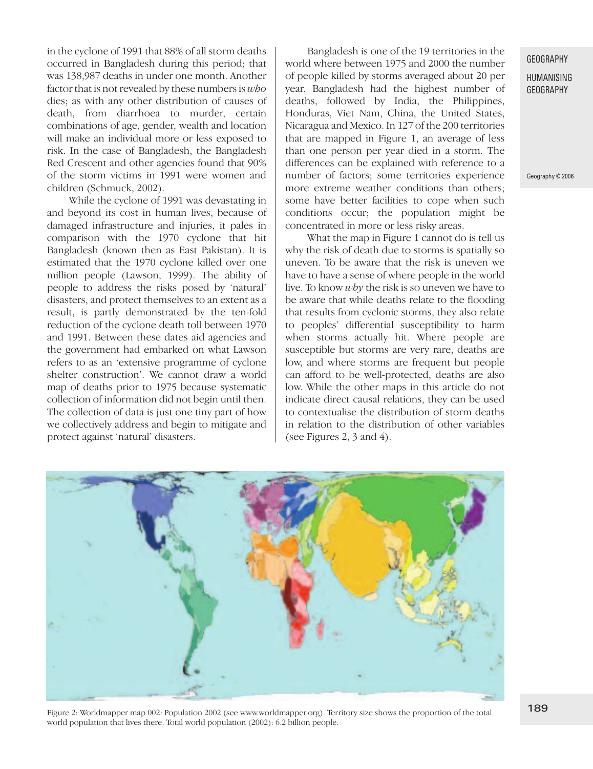in the cyclone of 1991 that 88% of all storm deaths occurred in Bangladesh during this period; that was 138,987 deaths in under one month. Another factor that is not revealed by these numbers is *who* dies; as with any other distribution of causes of death, from diarrhoea to murder, certain combinations of age, gender, wealth and location will make an individual more or less exposed to risk. In the case of Bangladesh, the Bangladesh Red Crescent and other agencies found that 90% of the storm victims in 1991 were women and children (Schmuck, 2002).

While the cyclone of 1991 was devastating in and beyond its cost in human lives, because of damaged infrastructure and injuries, it pales in comparison with the 1970 cyclone that hit Bangladesh (known then as East Pakistan). It is estimated that the 1970 cyclone killed over one million people (Lawson, 1999). The ability of people to address the risks posed by 'natural' disasters, and protect themselves to an extent as a result, is partly demonstrated by the ten-fold reduction of the cyclone death toll between 1970 and 1991. Between these dates aid agencies and the government had embarked on what Lawson refers to as an 'extensive programme of cyclone shelter construction'. We cannot draw a world map of deaths prior to 1975 because systematic collection of information did not begin until then. The collection of data is just one tiny part of how we collectively address and begin to mitigate and protect against 'natural' disasters.

Bangladesh is one of the 19 territories in the world where between 1975 and 2000 the number of people killed by storms averaged about 20 per year. Bangladesh had the highest number of deaths, followed by India, the Philippines, Honduras, Viet Nam, China, the United States, Nicaragua and Mexico. In 127 of the 200 territories that are mapped in Figure 1, an average of less than one person per year died in a storm. The differences can be explained with reference to a number of factors; some territories experience more extreme weather conditions than others; some have better facilities to cope when such conditions occur; the population might be concentrated in more or less risky areas.

What the map in Figure 1 cannot do is tell us why the risk of death due to storms is spatially so uneven. To be aware that the risk is uneven we have to have a sense of where people in the world live. To know *why* the risk is so uneven we have to be aware that while deaths relate to the flooding that results from cyclonic storms, they also relate to peoples' differential susceptibility to harm when storms actually hit. Where people are susceptible but storms are very rare, deaths are low, and where storms are frequent but people can afford to be well-protected, deaths are also low. While the other maps in this article do not indicate direct causal relations, they can be used to contextualise the distribution of storm deaths in relation to the distribution of other variables (see Figures 2, 3 and 4).

Figure 2: Worldmapper map 002: Population 2002 (see www.worldmapper.org). Territory size shows the proportion of the total world population that lives there. Total world population (2002): 6.2 billion people.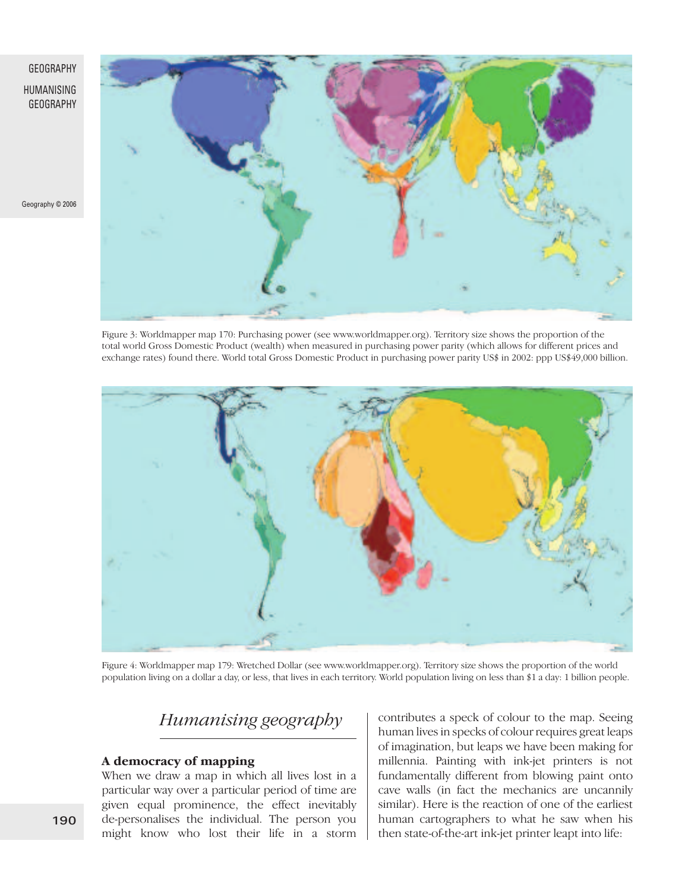Figure 3: Worldmapper map 170: Purchasing power (see www.worldmapper.org). Territory size shows the proportion of the total world Gross Domestic Product (wealth) when measured in purchasing power parity (which allows for different prices and exchange rates) found there. World total Gross Domestic Product in purchasing power parity US$ in 2002: ppp US$49,000 billion.

Figure 4: Worldmapper map 179: Wretched Dollar (see www.worldmapper.org). Territory size shows the proportion of the world population living on a dollar a day, or less, that lives in each territory. World population living on less than $1 a day: 1 billion people.

## *Humanising geography*

### A democracy of mapping

When we draw a map in which all lives lost in a particular way over a particular period of time are given equal prominence, the effect inevitably de-personalises the individual. The person you might know who lost their life in a storm contributes a speck of colour to the map. Seeing human lives in specks of colour requires great leaps of imagination, but leaps we have been making for millennia. Painting with ink-jet printers is not fundamentally different from blowing paint onto cave walls (in fact the mechanics are uncannily similar). Here is the reaction of one of the earliest human cartographers to what he saw when his then state-of-the-art ink-jet printer leapt into life: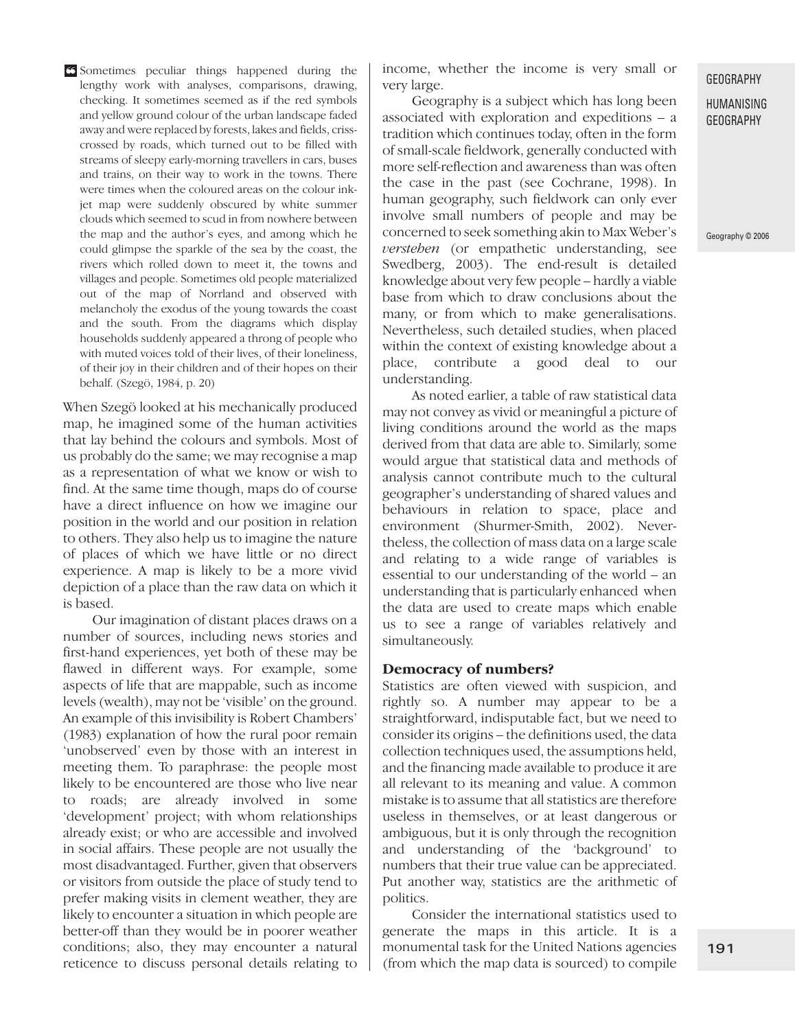> Sometimes peculiar things happened during the lengthy work with analyses, comparisons, drawing, checking. It sometimes seemed as if the red symbols and yellow ground colour of the urban landscape faded away and were replaced by forests, lakes and fields, criss-crossed by roads, which turned out to be filled with streams of sleepy early-morning travellers in cars, buses and trains, on their way to work in the towns. There were times when the coloured areas on the colour ink-jet map were suddenly obscured by white summer clouds which seemed to scud in from nowhere between the map and the author's eyes, and among which he could glimpse the sparkle of the sea by the coast, the rivers which rolled down to meet it, the towns and villages and people. Sometimes old people materialized out of the map of Norrland and observed with melancholy the exodus of the young towards the coast and the south. From the diagrams which display households suddenly appeared a throng of people who with muted voices told of their lives, of their loneliness, of their joy in their children and of their hopes on their behalf. (Szegö, 1984, p. 20)

When Szegö looked at his mechanically produced map, he imagined some of the human activities that lay behind the colours and symbols. Most of us probably do the same; we may recognise a map as a representation of what we know or wish to find. At the same time though, maps do of course have a direct influence on how we imagine our position in the world and our position in relation to others. They also help us to imagine the nature of places of which we have little or no direct experience. A map is likely to be a more vivid depiction of a place than the raw data on which it is based.

Our imagination of distant places draws on a number of sources, including news stories and first-hand experiences, yet both of these may be flawed in different ways. For example, some aspects of life that are mappable, such as income levels (wealth), may not be 'visible' on the ground. An example of this invisibility is Robert Chambers' (1983) explanation of how the rural poor remain 'unobserved' even by those with an interest in meeting them. To paraphrase: the people most likely to be encountered are those who live near to roads; are already involved in some 'development' project; with whom relationships already exist; or who are accessible and involved in social affairs. These people are not usually the most disadvantaged. Further, given that observers or visitors from outside the place of study tend to prefer making visits in clement weather, they are likely to encounter a situation in which people are better-off than they would be in poorer weather conditions; also, they may encounter a natural reticence to discuss personal details relating to income, whether the income is very small or very large.

Geography is a subject which has long been associated with exploration and expeditions – a tradition which continues today, often in the form of small-scale fieldwork, generally conducted with more self-reflection and awareness than was often the case in the past (see Cochrane, 1998). In human geography, such fieldwork can only ever involve small numbers of people and may be concerned to seek something akin to Max Weber's *verstehen* (or empathetic understanding, see Swedberg, 2003). The end-result is detailed knowledge about very few people – hardly a viable base from which to draw conclusions about the many, or from which to make generalisations. Nevertheless, such detailed studies, when placed within the context of existing knowledge about a place, contribute a good deal to our understanding.

As noted earlier, a table of raw statistical data may not convey as vivid or meaningful a picture of living conditions around the world as the maps derived from that data are able to. Similarly, some would argue that statistical data and methods of analysis cannot contribute much to the cultural geographer's understanding of shared values and behaviours in relation to space, place and environment (Shurmer-Smith, 2002). Nevertheless, the collection of mass data on a large scale and relating to a wide range of variables is essential to our understanding of the world – an understanding that is particularly enhanced when the data are used to create maps which enable us to see a range of variables relatively and simultaneously.

### Democracy of numbers?

Statistics are often viewed with suspicion, and rightly so. A number may appear to be a straightforward, indisputable fact, but we need to consider its origins – the definitions used, the data collection techniques used, the assumptions held, and the financing made available to produce it are all relevant to its meaning and value. A common mistake is to assume that all statistics are therefore useless in themselves, or at least dangerous or ambiguous, but it is only through the recognition and understanding of the 'background' to numbers that their true value can be appreciated. Put another way, statistics are the arithmetic of politics.

Consider the international statistics used to generate the maps in this article. It is a monumental task for the United Nations agencies (from which the map data is sourced) to compile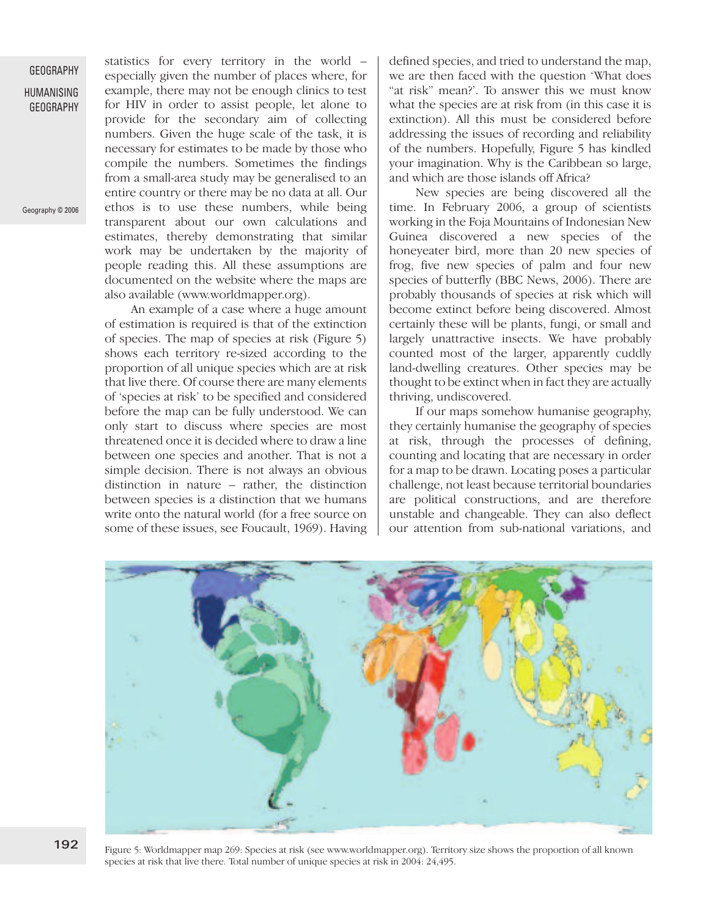statistics for every territory in the world – especially given the number of places where, for example, there may not be enough clinics to test for HIV in order to assist people, let alone to provide for the secondary aim of collecting numbers. Given the huge scale of the task, it is necessary for estimates to be made by those who compile the numbers. Sometimes the findings from a small-area study may be generalised to an entire country or there may be no data at all. Our ethos is to use these numbers, while being transparent about our own calculations and estimates, thereby demonstrating that similar work may be undertaken by the majority of people reading this. All these assumptions are documented on the website where the maps are also available (www.worldmapper.org).

An example of a case where a huge amount of estimation is required is that of the extinction of species. The map of species at risk (Figure 5) shows each territory re-sized according to the proportion of all unique species which are at risk that live there. Of course there are many elements of 'species at risk' to be specified and considered before the map can be fully understood. We can only start to discuss where species are most threatened once it is decided where to draw a line between one species and another. That is not a simple decision. There is not always an obvious distinction in nature – rather, the distinction between species is a distinction that we humans write onto the natural world (for a free source on some of these issues, see Foucault, 1969). Having defined species, and tried to understand the map, we are then faced with the question 'What does "at risk" mean?'. To answer this we must know what the species are at risk from (in this case it is extinction). All this must be considered before addressing the issues of recording and reliability of the numbers. Hopefully, Figure 5 has kindled your imagination. Why is the Caribbean so large, and which are those islands off Africa?

New species are being discovered all the time. In February 2006, a group of scientists working in the Foja Mountains of Indonesian New Guinea discovered a new species of the honeyeater bird, more than 20 new species of frog, five new species of palm and four new species of butterfly (BBC News, 2006). There are probably thousands of species at risk which will become extinct before being discovered. Almost certainly these will be plants, fungi, or small and largely unattractive insects. We have probably counted most of the larger, apparently cuddly land-dwelling creatures. Other species may be thought to be extinct when in fact they are actually thriving, undiscovered.

If our maps somehow humanise geography, they certainly humanise the geography of species at risk, through the processes of defining, counting and locating that are necessary in order for a map to be drawn. Locating poses a particular challenge, not least because territorial boundaries are political constructions, and are therefore unstable and changeable. They can also deflect our attention from sub-national variations, and

Figure 5: Worldmapper map 269: Species at risk (see www.worldmapper.org). Territory size shows the proportion of all known species at risk that live there. Total number of unique species at risk in 2004: 24,495.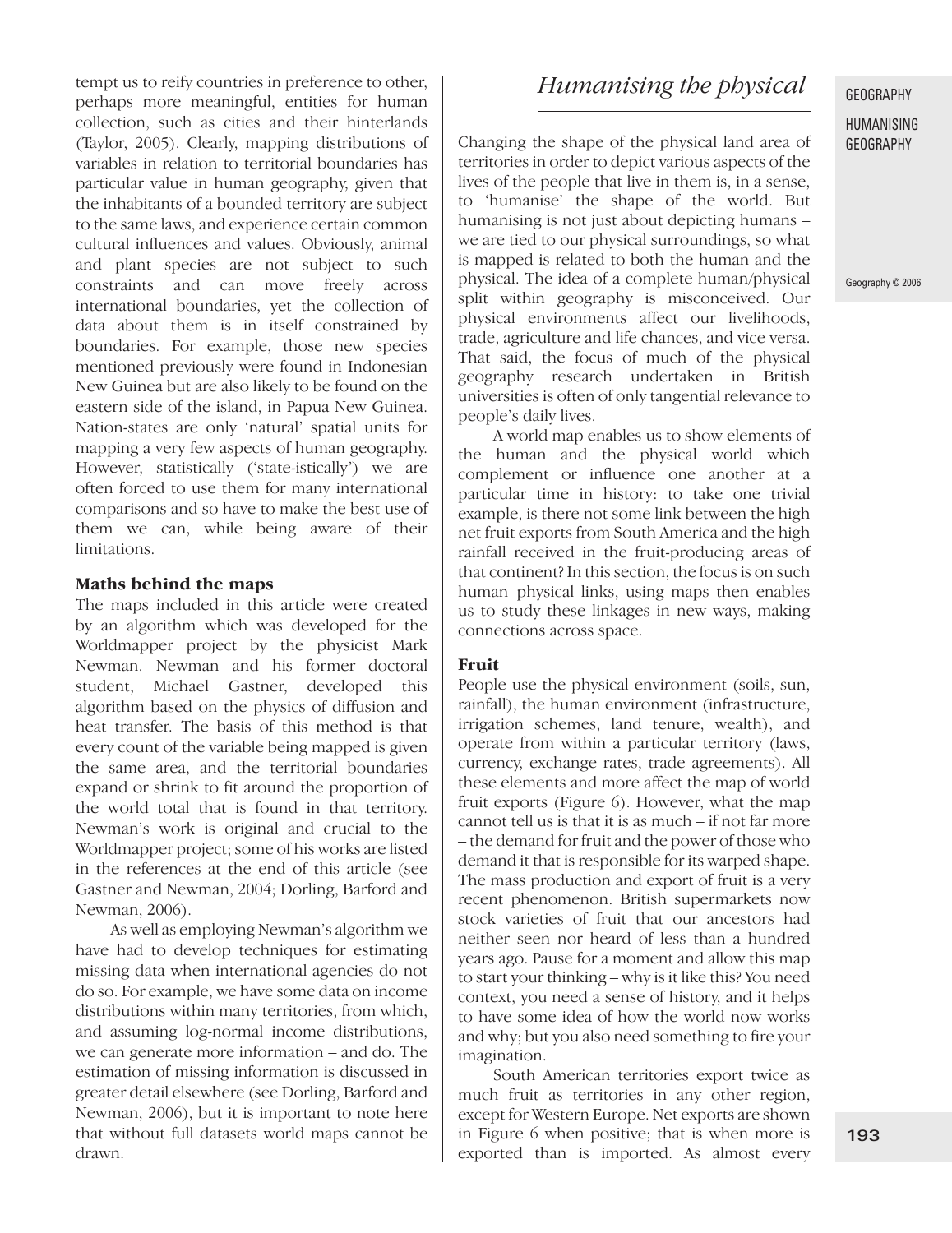tempt us to reify countries in preference to other, perhaps more meaningful, entities for human collection, such as cities and their hinterlands (Taylor, 2005). Clearly, mapping distributions of variables in relation to territorial boundaries has particular value in human geography, given that the inhabitants of a bounded territory are subject to the same laws, and experience certain common cultural influences and values. Obviously, animal and plant species are not subject to such constraints and can move freely across international boundaries, yet the collection of data about them is in itself constrained by boundaries. For example, those new species mentioned previously were found in Indonesian New Guinea but are also likely to be found on the eastern side of the island, in Papua New Guinea. Nation-states are only 'natural' spatial units for mapping a very few aspects of human geography. However, statistically ('state-istically') we are often forced to use them for many international comparisons and so have to make the best use of them we can, while being aware of their limitations.

### Maths behind the maps

The maps included in this article were created by an algorithm which was developed for the Worldmapper project by the physicist Mark Newman. Newman and his former doctoral student, Michael Gastner, developed this algorithm based on the physics of diffusion and heat transfer. The basis of this method is that every count of the variable being mapped is given the same area, and the territorial boundaries expand or shrink to fit around the proportion of the world total that is found in that territory. Newman's work is original and crucial to the Worldmapper project; some of his works are listed in the references at the end of this article (see Gastner and Newman, 2004; Dorling, Barford and Newman, 2006).

As well as employing Newman's algorithm we have had to develop techniques for estimating missing data when international agencies do not do so. For example, we have some data on income distributions within many territories, from which, and assuming log-normal income distributions, we can generate more information – and do. The estimation of missing information is discussed in greater detail elsewhere (see Dorling, Barford and Newman, 2006), but it is important to note here that without full datasets world maps cannot be drawn.

## *Humanising the physical*

Changing the shape of the physical land area of territories in order to depict various aspects of the lives of the people that live in them is, in a sense, to 'humanise' the shape of the world. But humanising is not just about depicting humans – we are tied to our physical surroundings, so what is mapped is related to both the human and the physical. The idea of a complete human/physical split within geography is misconceived. Our physical environments affect our livelihoods, trade, agriculture and life chances, and vice versa. That said, the focus of much of the physical geography research undertaken in British universities is often of only tangential relevance to people's daily lives.

A world map enables us to show elements of the human and the physical world which complement or influence one another at a particular time in history: to take one trivial example, is there not some link between the high net fruit exports from South America and the high rainfall received in the fruit-producing areas of that continent? In this section, the focus is on such human–physical links, using maps then enables us to study these linkages in new ways, making connections across space.

### Fruit

People use the physical environment (soils, sun, rainfall), the human environment (infrastructure, irrigation schemes, land tenure, wealth), and operate from within a particular territory (laws, currency, exchange rates, trade agreements). All these elements and more affect the map of world fruit exports (Figure 6). However, what the map cannot tell us is that it is as much – if not far more – the demand for fruit and the power of those who demand it that is responsible for its warped shape. The mass production and export of fruit is a very recent phenomenon. British supermarkets now stock varieties of fruit that our ancestors had neither seen nor heard of less than a hundred years ago. Pause for a moment and allow this map to start your thinking – why is it like this? You need context, you need a sense of history, and it helps to have some idea of how the world now works and why; but you also need something to fire your imagination.

South American territories export twice as much fruit as territories in any other region, except for Western Europe. Net exports are shown in Figure 6 when positive; that is when more is exported than is imported. As almost every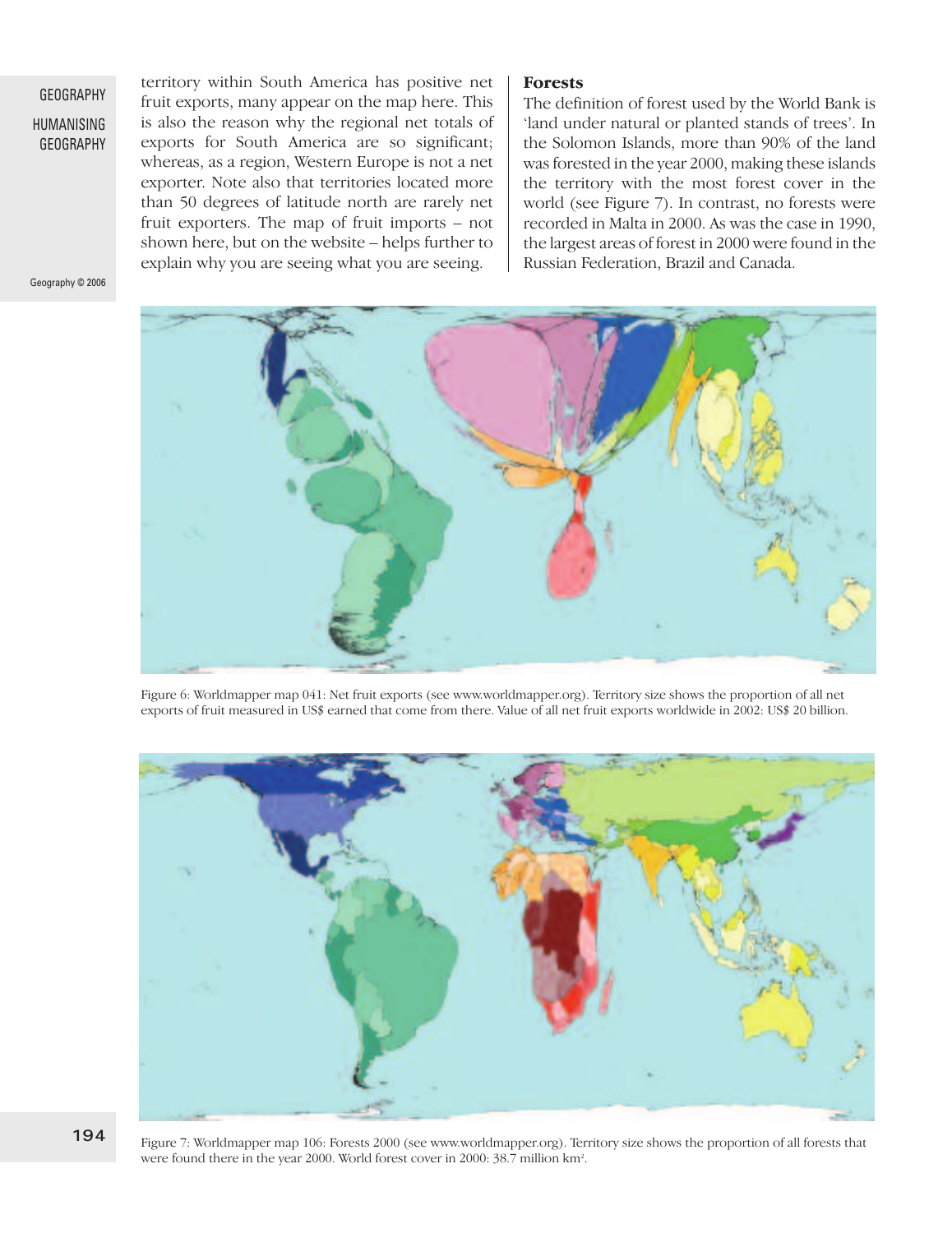territory within South America has positive net fruit exports, many appear on the map here. This is also the reason why the regional net totals of exports for South America are so significant; whereas, as a region, Western Europe is not a net exporter. Note also that territories located more than 50 degrees of latitude north are rarely net fruit exporters. The map of fruit imports – not shown here, but on the website – helps further to explain why you are seeing what you are seeing.

## Forests

The definition of forest used by the World Bank is 'land under natural or planted stands of trees'. In the Solomon Islands, more than 90% of the land was forested in the year 2000, making these islands the territory with the most forest cover in the world (see Figure 7). In contrast, no forests were recorded in Malta in 2000. As was the case in 1990, the largest areas of forest in 2000 were found in the Russian Federation, Brazil and Canada.

Figure 6: Worldmapper map 041: Net fruit exports (see www.worldmapper.org). Territory size shows the proportion of all net exports of fruit measured in US$ earned that come from there. Value of all net fruit exports worldwide in 2002: US$ 20 billion.

Figure 7: Worldmapper map 106: Forests 2000 (see www.worldmapper.org). Territory size shows the proportion of all forests that were found there in the year 2000. World forest cover in 2000: 38.7 million km$^2$.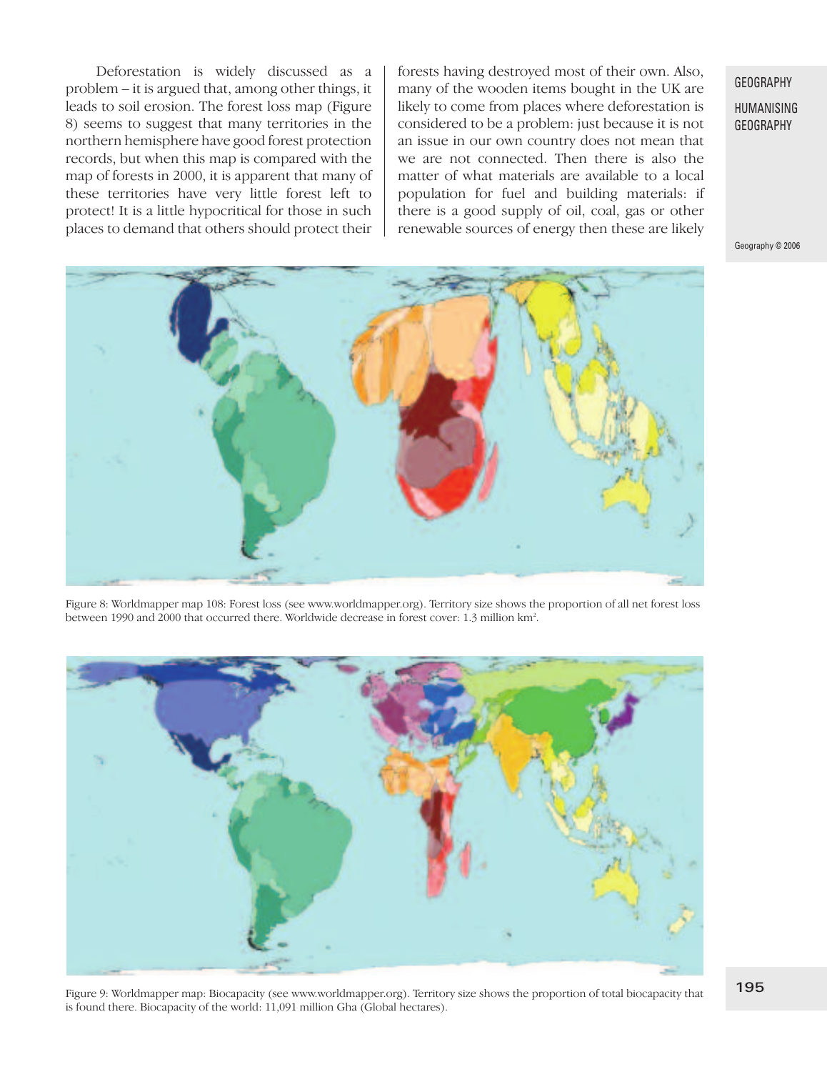Deforestation is widely discussed as a problem – it is argued that, among other things, it leads to soil erosion. The forest loss map (Figure 8) seems to suggest that many territories in the northern hemisphere have good forest protection records, but when this map is compared with the map of forests in 2000, it is apparent that many of these territories have very little forest left to protect! It is a little hypocritical for those in such places to demand that others should protect their forests having destroyed most of their own. Also, many of the wooden items bought in the UK are likely to come from places where deforestation is considered to be a problem: just because it is not an issue in our own country does not mean that we are not connected. Then there is also the matter of what materials are available to a local population for fuel and building materials: if there is a good supply of oil, coal, gas or other renewable sources of energy then these are likely

Figure 8: Worldmapper map 108: Forest loss (see www.worldmapper.org). Territory size shows the proportion of all net forest loss between 1990 and 2000 that occurred there. Worldwide decrease in forest cover: 1.3 million km².

Figure 9: Worldmapper map: Biocapacity (see www.worldmapper.org). Territory size shows the proportion of total biocapacity that is found there. Biocapacity of the world: 11,091 million Gha (Global hectares).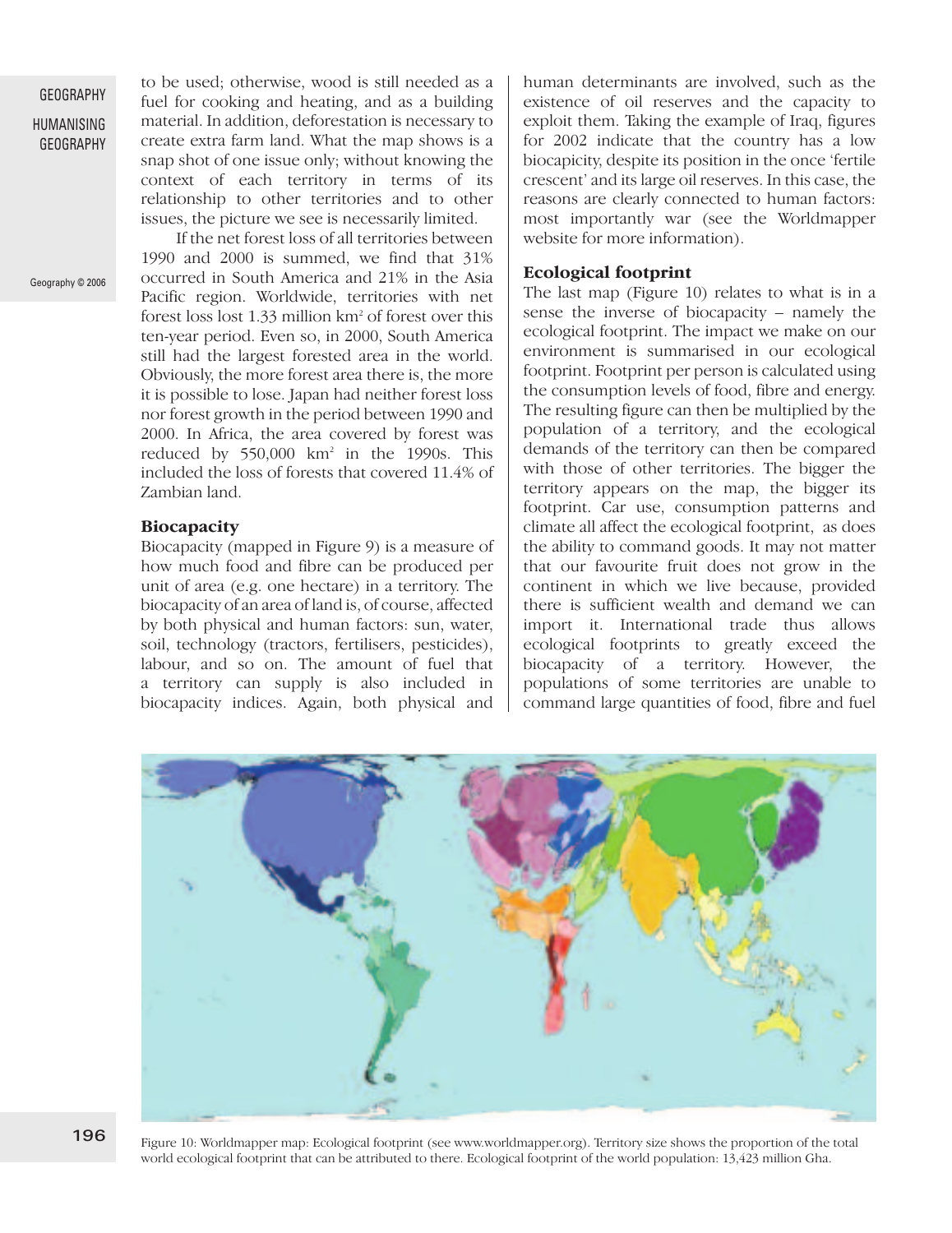to be used; otherwise, wood is still needed as a fuel for cooking and heating, and as a building material. In addition, deforestation is necessary to create extra farm land. What the map shows is a snap shot of one issue only; without knowing the context of each territory in terms of its relationship to other territories and to other issues, the picture we see is necessarily limited.

If the net forest loss of all territories between 1990 and 2000 is summed, we find that 31% occurred in South America and 21% in the Asia Pacific region. Worldwide, territories with net forest loss lost 1.33 million km$^2$ of forest over this ten-year period. Even so, in 2000, South America still had the largest forested area in the world. Obviously, the more forest area there is, the more it is possible to lose. Japan had neither forest loss nor forest growth in the period between 1990 and 2000. In Africa, the area covered by forest was reduced by 550,000 km$^2$ in the 1990s. This included the loss of forests that covered 11.4% of Zambian land.

### Biocapacity

Biocapacity (mapped in Figure 9) is a measure of how much food and fibre can be produced per unit of area (e.g. one hectare) in a territory. The biocapacity of an area of land is, of course, affected by both physical and human factors: sun, water, soil, technology (tractors, fertilisers, pesticides), labour, and so on. The amount of fuel that a territory can supply is also included in biocapacity indices. Again, both physical and human determinants are involved, such as the existence of oil reserves and the capacity to exploit them. Taking the example of Iraq, figures for 2002 indicate that the country has a low biocapicity, despite its position in the once 'fertile crescent' and its large oil reserves. In this case, the reasons are clearly connected to human factors: most importantly war (see the Worldmapper website for more information).

### Ecological footprint

The last map (Figure 10) relates to what is in a sense the inverse of biocapacity – namely the ecological footprint. The impact we make on our environment is summarised in our ecological footprint. Footprint per person is calculated using the consumption levels of food, fibre and energy. The resulting figure can then be multiplied by the population of a territory, and the ecological demands of the territory can then be compared with those of other territories. The bigger the territory appears on the map, the bigger its footprint. Car use, consumption patterns and climate all affect the ecological footprint, as does the ability to command goods. It may not matter that our favourite fruit does not grow in the continent in which we live because, provided there is sufficient wealth and demand we can import it. International trade thus allows ecological footprints to greatly exceed the biocapacity of a territory. However, the populations of some territories are unable to command large quantities of food, fibre and fuel

Figure 10: Worldmapper map: Ecological footprint (see www.worldmapper.org). Territory size shows the proportion of the total world ecological footprint that can be attributed to there. Ecological footprint of the world population: 13,423 million Gha.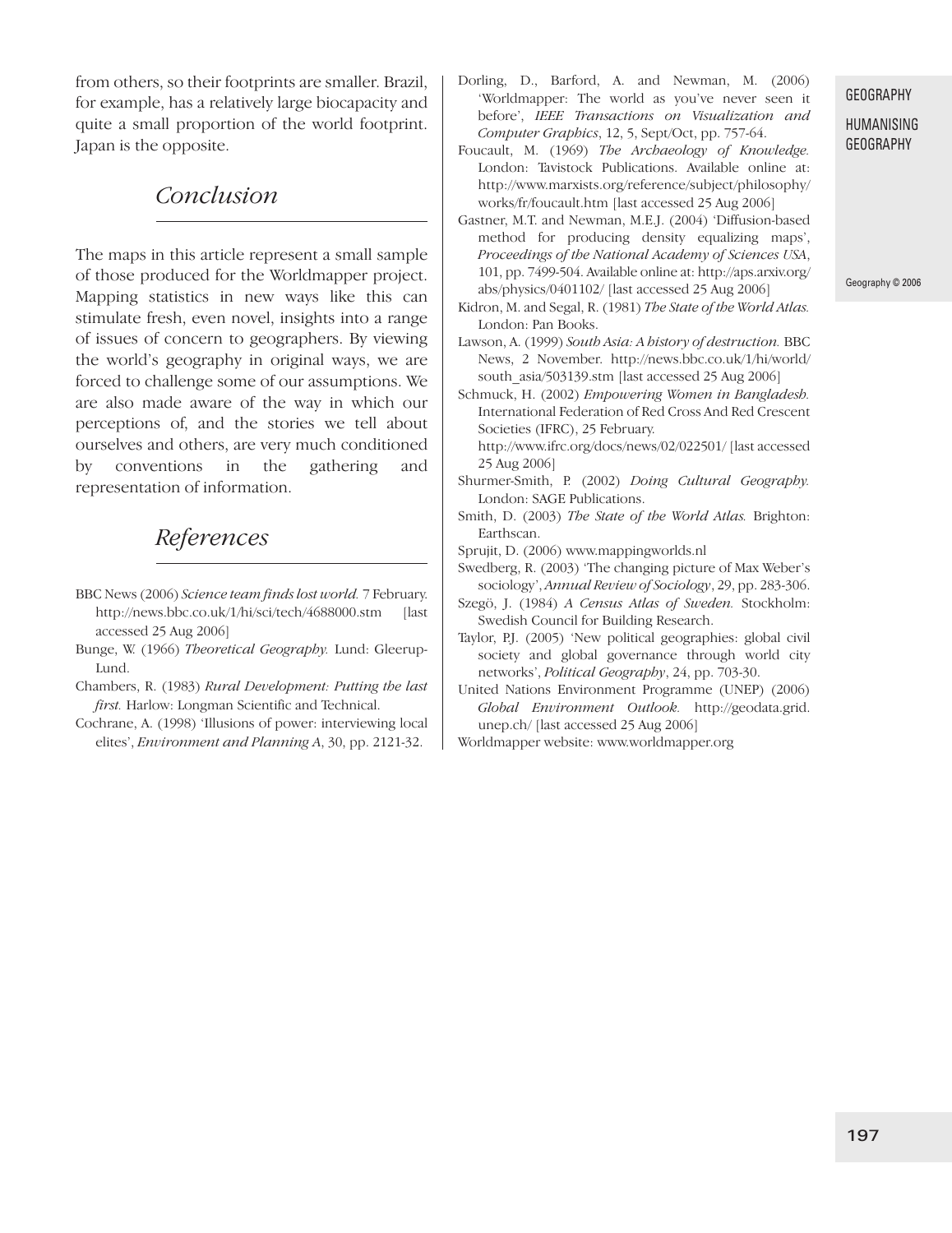from others, so their footprints are smaller. Brazil, for example, has a relatively large biocapacity and quite a small proportion of the world footprint. Japan is the opposite.

## *Conclusion*

The maps in this article represent a small sample of those produced for the Worldmapper project. Mapping statistics in new ways like this can stimulate fresh, even novel, insights into a range of issues of concern to geographers. By viewing the world's geography in original ways, we are forced to challenge some of our assumptions. We are also made aware of the way in which our perceptions of, and the stories we tell about ourselves and others, are very much conditioned by conventions in the gathering and representation of information.

## *References*

BBC News (2006) *Science team finds lost world.* 7 February. http://news.bbc.co.uk/1/hi/sci/tech/4688000.stm [last accessed 25 Aug 2006]

Bunge, W. (1966) *Theoretical Geography.* Lund: Gleerup-Lund.

Chambers, R. (1983) *Rural Development: Putting the last first.* Harlow: Longman Scientific and Technical.

Cochrane, A. (1998) 'Illusions of power: interviewing local elites', *Environment and Planning A*, 30, pp. 2121-32.

Dorling, D., Barford, A. and Newman, M. (2006) 'Worldmapper: The world as you've never seen it before', *IEEE Transactions on Visualization and Computer Graphics*, 12, 5, Sept/Oct, pp. 757-64.

Foucault, M. (1969) *The Archaeology of Knowledge.* London: Tavistock Publications. Available online at: http://www.marxists.org/reference/subject/philosophy/works/fr/foucault.htm [last accessed 25 Aug 2006]

Gastner, M.T. and Newman, M.E.J. (2004) 'Diffusion-based method for producing density equalizing maps', *Proceedings of the National Academy of Sciences USA*, 101, pp. 7499-504. Available online at: http://aps.arxiv.org/abs/physics/0401102/ [last accessed 25 Aug 2006]

Kidron, M. and Segal, R. (1981) *The State of the World Atlas.* London: Pan Books.

Lawson, A. (1999) *South Asia: A history of destruction.* BBC News, 2 November. http://news.bbc.co.uk/1/hi/world/south_asia/503139.stm [last accessed 25 Aug 2006]

Schmuck, H. (2002) *Empowering Women in Bangladesh.* International Federation of Red Cross And Red Crescent Societies (IFRC), 25 February. http://www.ifrc.org/docs/news/02/022501/ [last accessed 25 Aug 2006]

Shurmer-Smith, P. (2002) *Doing Cultural Geography.* London: SAGE Publications.

Smith, D. (2003) *The State of the World Atlas.* Brighton: Earthscan.

Sprujit, D. (2006) www.mappingworlds.nl

Swedberg, R. (2003) 'The changing picture of Max Weber's sociology', *Annual Review of Sociology*, 29, pp. 283-306.

Szegö, J. (1984) *A Census Atlas of Sweden.* Stockholm: Swedish Council for Building Research.

Taylor, P.J. (2005) 'New political geographies: global civil society and global governance through world city networks', *Political Geography*, 24, pp. 703-30.

United Nations Environment Programme (UNEP) (2006) *Global Environment Outlook.* http://geodata.grid.unep.ch/ [last accessed 25 Aug 2006]

Worldmapper website: www.worldmapper.org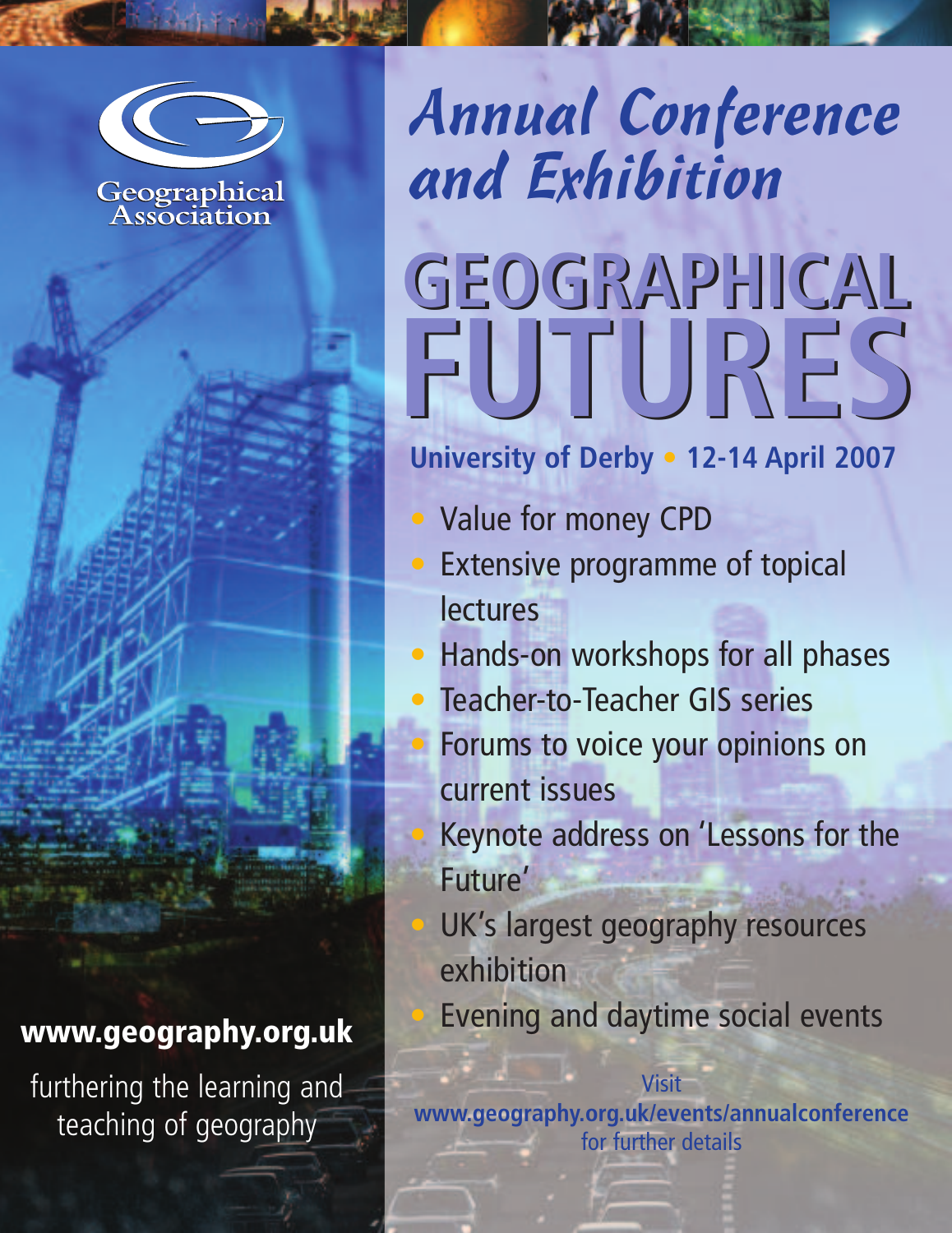Geographical Association

# Annual Conference and Exhibition

# GEOGRAPHICAL FUTURES

**University of Derby • 12-14 April 2007**

- Value for money CPD
- Extensive programme of topical lectures
- Hands-on workshops for all phases
- Teacher-to-Teacher GIS series
- Forums to voice your opinions on current issues
- Keynote address on 'Lessons for the Future'
- UK's largest geography resources exhibition
- Evening and daytime social events

Visit **www.geography.org.uk/events/annualconference** for further details

**www.geography.org.uk**

furthering the learning and teaching of geography